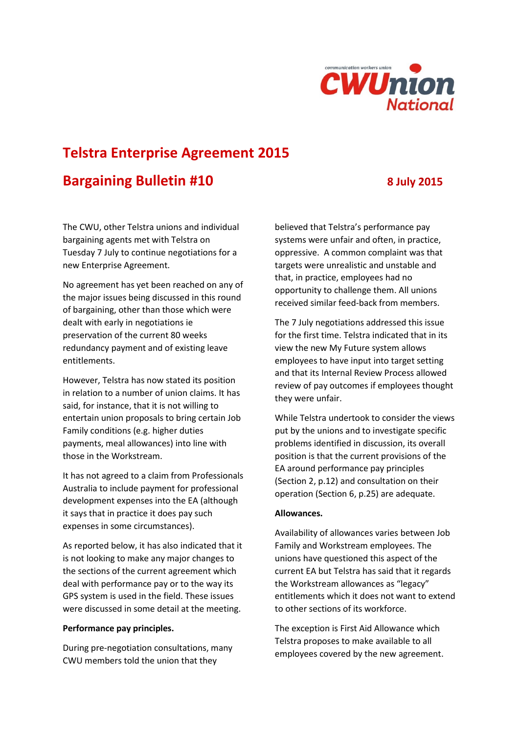communication workers union
CWUnion
National

# Telstra Enterprise Agreement 2015

## Bargaining Bulletin #10

**8 July 2015**

The CWU, other Telstra unions and individual bargaining agents met with Telstra on Tuesday 7 July to continue negotiations for a new Enterprise Agreement.

No agreement has yet been reached on any of the major issues being discussed in this round of bargaining, other than those which were dealt with early in negotiations ie preservation of the current 80 weeks redundancy payment and of existing leave entitlements.

However, Telstra has now stated its position in relation to a number of union claims. It has said, for instance, that it is not willing to entertain union proposals to bring certain Job Family conditions (e.g. higher duties payments, meal allowances) into line with those in the Workstream.

It has not agreed to a claim from Professionals Australia to include payment for professional development expenses into the EA (although it says that in practice it does pay such expenses in some circumstances).

As reported below, it has also indicated that it is not looking to make any major changes to the sections of the current agreement which deal with performance pay or to the way its GPS system is used in the field. These issues were discussed in some detail at the meeting.

**Performance pay principles.**

During pre-negotiation consultations, many CWU members told the union that they believed that Telstra's performance pay systems were unfair and often, in practice, oppressive. A common complaint was that targets were unrealistic and unstable and that, in practice, employees had no opportunity to challenge them. All unions received similar feed-back from members.

The 7 July negotiations addressed this issue for the first time. Telstra indicated that in its view the new My Future system allows employees to have input into target setting and that its Internal Review Process allowed review of pay outcomes if employees thought they were unfair.

While Telstra undertook to consider the views put by the unions and to investigate specific problems identified in discussion, its overall position is that the current provisions of the EA around performance pay principles (Section 2, p.12) and consultation on their operation (Section 6, p.25) are adequate.

**Allowances.**

Availability of allowances varies between Job Family and Workstream employees. The unions have questioned this aspect of the current EA but Telstra has said that it regards the Workstream allowances as "legacy" entitlements which it does not want to extend to other sections of its workforce.

The exception is First Aid Allowance which Telstra proposes to make available to all employees covered by the new agreement.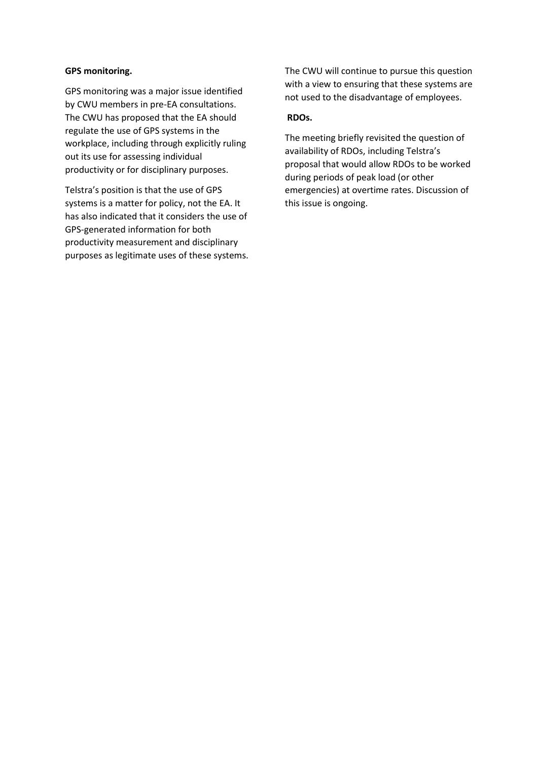**GPS monitoring.**

GPS monitoring was a major issue identified by CWU members in pre-EA consultations. The CWU has proposed that the EA should regulate the use of GPS systems in the workplace, including through explicitly ruling out its use for assessing individual productivity or for disciplinary purposes.

Telstra's position is that the use of GPS systems is a matter for policy, not the EA. It has also indicated that it considers the use of GPS-generated information for both productivity measurement and disciplinary purposes as legitimate uses of these systems.

The CWU will continue to pursue this question with a view to ensuring that these systems are not used to the disadvantage of employees.

**RDOs.**

The meeting briefly revisited the question of availability of RDOs, including Telstra's proposal that would allow RDOs to be worked during periods of peak load (or other emergencies) at overtime rates. Discussion of this issue is ongoing.